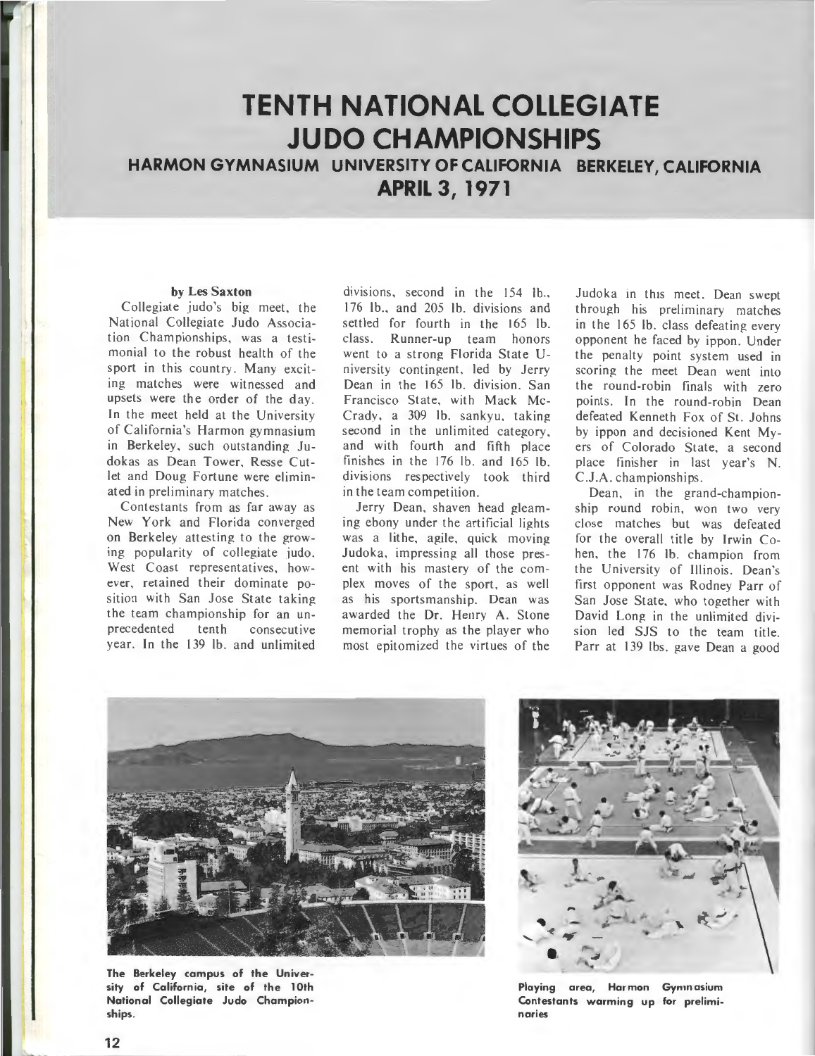# TENTH NATIONAL COLLEGIATE JUDO CHAMPIONSHIPS

## HARMON GYMNASIUM UNIVERSITY OF CALIFORNIA BERKELEY, CALIFORNIA

## APRIL 3, 1971

**by Les Saxton**

Collegiate judo's big meet, the National Collegiate Judo Association Championships, was a testimonial to the robust health of the sport in this country. Many exciting matches were witnessed and upsets were the order of the day. In the meet held at the University of California's Harmon gymnasium in Berkeley, such outstanding Judokas as Dean Tower, Resse Cutlet and Doug Fortune were eliminated in preliminary matches.

Contestants from as far away as New York and Florida converged on Berkeley attesting to the growing popularity of collegiate judo. West Coast representatives, however, retained their dominate position with San Jose State taking the team championship for an unprecedented tenth consecutive year. In the 139 lb. and unlimited divisions, second in the 154 lb., 176 lb., and 205 lb. divisions and settled for fourth in the 165 lb. class. Runner-up team honors went to a strong Florida State University contingent, led by Jerry Dean in the 165 lb. division. San Francisco State, with Mack McCrady, a 309 lb. sankyu, taking second in the unlimited category, and with fourth and fifth place finishes in the 176 lb. and 165 lb. divisions respectively took third in the team competition.

Jerry Dean, shaven head gleaming ebony under the artificial lights was a lithe, agile, quick moving Judoka, impressing all those present with his mastery of the complex moves of the sport, as well as his sportsmanship. Dean was awarded the Dr. Henry A. Stone memorial trophy as the player who most epitomized the virtues of the Judoka in this meet. Dean swept through his preliminary matches in the 165 lb. class defeating every opponent he faced by ippon. Under the penalty point system used in scoring the meet Dean went into the round-robin finals with zero points. In the round-robin Dean defeated Kenneth Fox of St. Johns by ippon and decisioned Kent Myers of Colorado State, a second place finisher in last year's N. C.J.A. championships.

Dean, in the grand-championship round robin, won two very close matches but was defeated for the overall title by Irwin Cohen, the 176 lb. champion from the University of Illinois. Dean's first opponent was Rodney Parr of San Jose State, who together with David Long in the unlimited division led SJS to the team title. Parr at 139 lbs. gave Dean a good

The Berkeley campus of the University of California, site of the 10th National Collegiate Judo Championships.

Playing area, Harmon Gymnasium Contestants warming up for preliminaries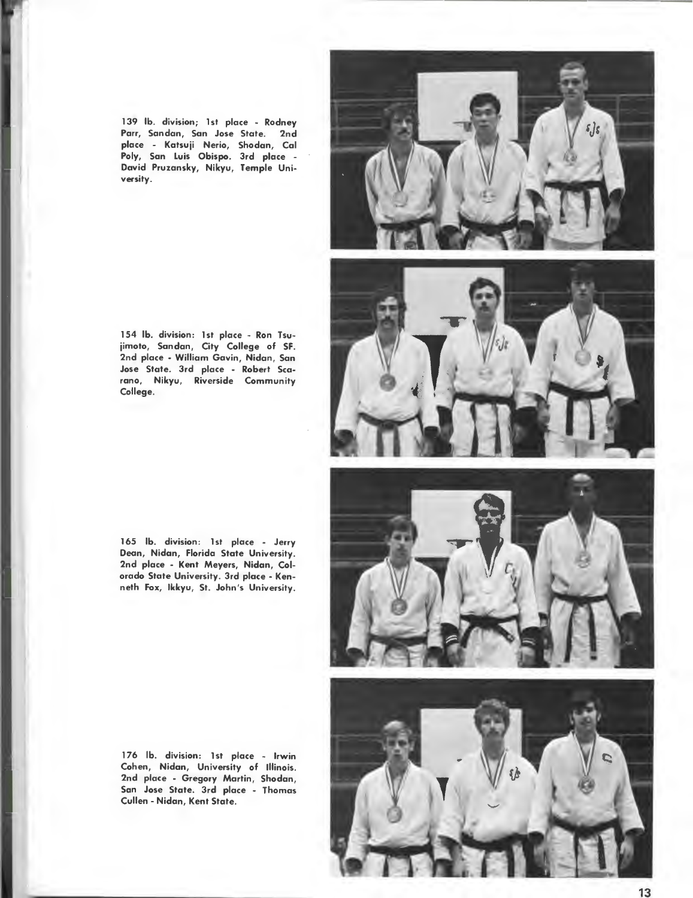139 lb. division; 1st place - Rodney Parr, Sandan, San Jose State. 2nd place - Katsuji Nerio, Shodan, Cal Poly, San Luis Obispo. 3rd place - David Pruzansky, Nikyu, Temple University.

154 lb. division: 1st place - Ron Tsujimoto, Sandan, City College of SF. 2nd place - William Gavin, Nidan, San Jose State. 3rd place - Robert Scarano, Nikyu, Riverside Community College.

165 lb. division: 1st place - Jerry Dean, Nidan, Florida State University. 2nd place - Kent Meyers, Nidan, Colorado State University. 3rd place - Kenneth Fox, Ikkyu, St. John's University.

176 lb. division: 1st place - Irwin Cohen, Nidan, University of Illinois. 2nd place - Gregory Martin, Shodan, San Jose State. 3rd place - Thomas Cullen - Nidan, Kent State.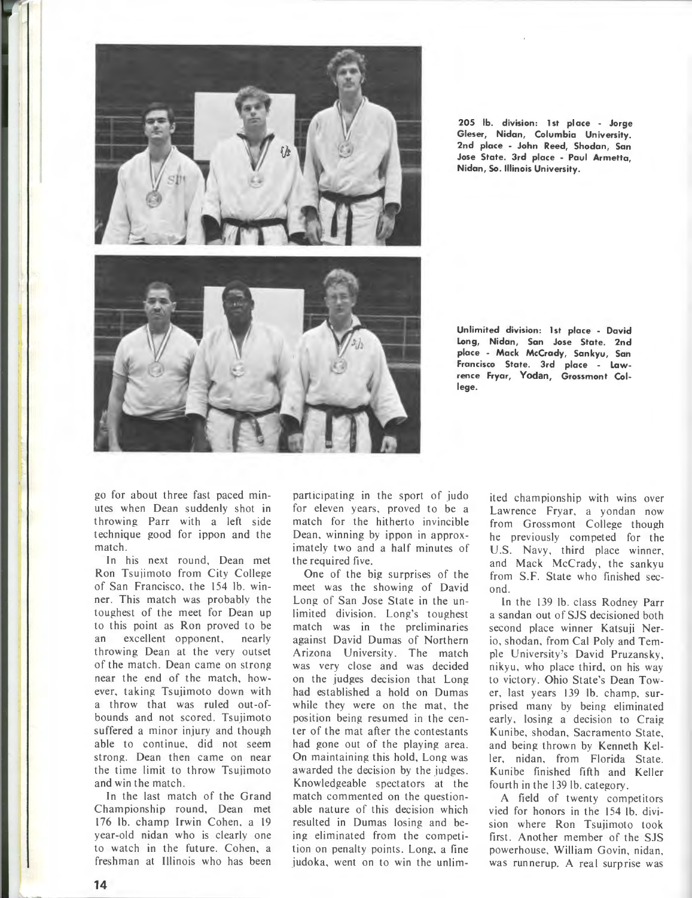205 lb. division: 1st place - Jorge Gleser, Nidan, Columbia University. 2nd place - John Reed, Shodan, San Jose State. 3rd place - Paul Armetta, Nidan, So. Illinois University.

Unlimited division: 1st place - David Long, Nidan, San Jose State. 2nd place - Mack McCrady, Sankyu, San Francisco State. 3rd place - Lawrence Fryar, Yodan, Grossmont College.

go for about three fast paced minutes when Dean suddenly shot in throwing Parr with a left side technique good for ippon and the match.

In his next round, Dean met Ron Tsujimoto from City College of San Francisco, the 154 lb. winner. This match was probably the toughest of the meet for Dean up to this point as Ron proved to be an excellent opponent, nearly throwing Dean at the very outset of the match. Dean came on strong near the end of the match, however, taking Tsujimoto down with a throw that was ruled out-of-bounds and not scored. Tsujimoto suffered a minor injury and though able to continue, did not seem strong. Dean then came on near the time limit to throw Tsujimoto and win the match.

In the last match of the Grand Championship round, Dean met 176 lb. champ Irwin Cohen, a 19 year-old nidan who is clearly one to watch in the future. Cohen, a freshman at Illinois who has been participating in the sport of judo for eleven years, proved to be a match for the hitherto invincible Dean, winning by ippon in approximately two and a half minutes of the required five.

One of the big surprises of the meet was the showing of David Long of San Jose State in the unlimited division. Long's toughest match was in the preliminaries against David Dumas of Northern Arizona University. The match was very close and was decided on the judges decision that Long had established a hold on Dumas while they were on the mat, the position being resumed in the center of the mat after the contestants had gone out of the playing area. On maintaining this hold, Long was awarded the decision by the judges. Knowledgeable spectators at the match commented on the questionable nature of this decision which resulted in Dumas losing and being eliminated from the competition on penalty points. Long, a fine judoka, went on to win the unlimited championship with wins over Lawrence Fryar, a yondan now from Grossmont College though he previously competed for the U.S. Navy, third place winner, and Mack McCrady, the sankyu from S.F. State who finished second.

In the 139 lb. class Rodney Parr a sandan out of SJS decisioned both second place winner Katsuji Nerio, shodan, from Cal Poly and Temple University's David Pruzansky, nikyu, who place third, on his way to victory. Ohio State's Dean Tower, last years 139 lb. champ, surprised many by being eliminated early, losing a decision to Craig Kunibe, shodan, Sacramento State, and being thrown by Kenneth Keller, nidan, from Florida State. Kunibe finished fifth and Keller fourth in the 139 lb. category.

A field of twenty competitors vied for honors in the 154 lb. division where Ron Tsujimoto took first. Another member of the SJS powerhouse, William Govin, nidan, was runnerup. A real surprise was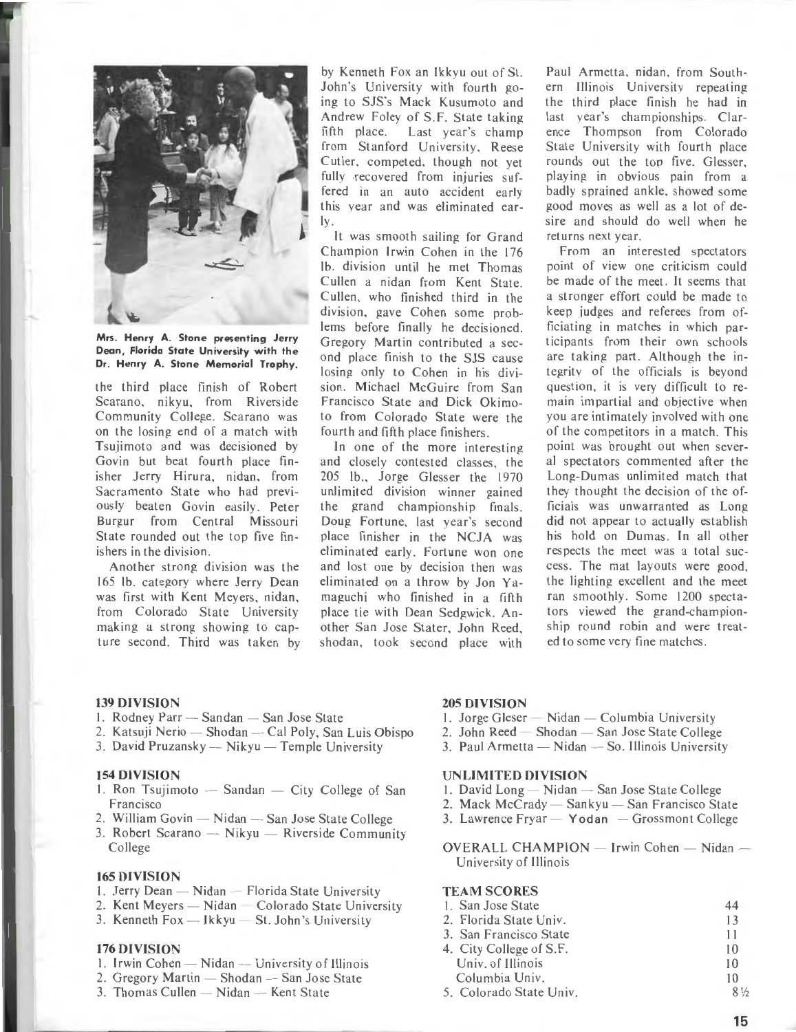Mrs. Henry A. Stone presenting Jerry Dean, Florida State University with the Dr. Henry A. Stone Memorial Trophy.

the third place finish of Robert Scarano, nikyu, from Riverside Community College. Scarano was on the losing end of a match with Tsujimoto and was decisioned by Govin but beat fourth place finisher Jerry Hirura, nidan, from Sacramento State who had previously beaten Govin easily. Peter Burgur from Central Missouri State rounded out the top five finishers in the division.

Another strong division was the 165 lb. category where Jerry Dean was first with Kent Meyers, nidan, from Colorado State University making a strong showing to capture second. Third was taken by Kenneth Fox an Ikkyu out of St. John's University with fourth going to SJS's Mack Kusumoto and Andrew Foley of S.F. State taking fifth place. Last year's champ from Stanford University, Reese Cutler, competed, though not yet fully recovered from injuries suffered in an auto accident early this year and was eliminated early.

It was smooth sailing for Grand Champion Irwin Cohen in the 176 lb. division until he met Thomas Cullen a nidan from Kent State. Cullen, who finished third in the division, gave Cohen some problems before finally he decisioned. Gregory Martin contributed a second place finish to the SJS cause losing only to Cohen in his division. Michael McGuire from San Francisco State and Dick Okimoto from Colorado State were the fourth and fifth place finishers.

In one of the more interesting and closely contested classes, the 205 lb., Jorge Glesser the 1970 unlimited division winner gained the grand championship finals. Doug Fortune, last year's second place finisher in the NCJA was eliminated early. Fortune won one and lost one by decision then was eliminated on a throw by Jon Yamaguchi who finished in a fifth place tie with Dean Sedgwick. Another San Jose Stater, John Reed, shodan, took second place with Paul Armetta, nidan, from Southern Illinois University repeating the third place finish he had in last year's championships. Clarence Thompson from Colorado State University with fourth place rounds out the top five. Glesser, playing in obvious pain from a badly sprained ankle, showed some good moves as well as a lot of desire and should do well when he returns next year.

From an interested spectators point of view one criticism could be made of the meet. It seems that a stronger effort could be made to keep judges and referees from officiating in matches in which participants from their own schools are taking part. Although the integrity of the officials is beyond question, it is very difficult to remain impartial and objective when you are intimately involved with one of the competitors in a match. This point was brought out when several spectators commented after the Long-Dumas unlimited match that they thought the decision of the officials was unwarranted as Long did not appear to actually establish his hold on Dumas. In all other respects the meet was a total success. The mat layouts were good, the lighting excellent and the meet ran smoothly. Some 1200 spectators viewed the grand-championship round robin and were treated to some very fine matches.

### 139 DIVISION

1. Rodney Parr — Sandan — San Jose State
2. Katsuji Nerio — Shodan — Cal Poly, San Luis Obispo
3. David Pruzansky — Nikyu — Temple University

### 154 DIVISION

1. Ron Tsujimoto — Sandan — City College of San Francisco
2. William Govin — Nidan — San Jose State College
3. Robert Scarano — Nikyu — Riverside Community College

### 165 DIVISION

1. Jerry Dean — Nidan — Florida State University
2. Kent Meyers — Nidan — Colorado State University
3. Kenneth Fox — Ikkyu — St. John's University

### 176 DIVISION

1. Irwin Cohen — Nidan — University of Illinois
2. Gregory Martin — Shodan — San Jose State
3. Thomas Cullen — Nidan — Kent State

### 205 DIVISION

1. Jorge Gleser — Nidan — Columbia University
2. John Reed — Shodan — San Jose State College
3. Paul Armetta — Nidan — So. Illinois University

### UNLIMITED DIVISION

1. David Long — Nidan — San Jose State College
2. Mack McCrady — Sankyu — San Francisco State
3. Lawrence Fryar — **Yodan** — Grossmont College

OVERALL CHAMPION — Irwin Cohen — Nidan — University of Illinois

### TEAM SCORES

| Team | Score |
|---|---|
| 1. San Jose State | 44 |
| 2. Florida State Univ. | 13 |
| 3. San Francisco State | 11 |
| 4. City College of S.F. | 10 |
| Univ. of Illinois | 10 |
| Columbia Univ. | 10 |
| 5. Colorado State Univ. | 8½ |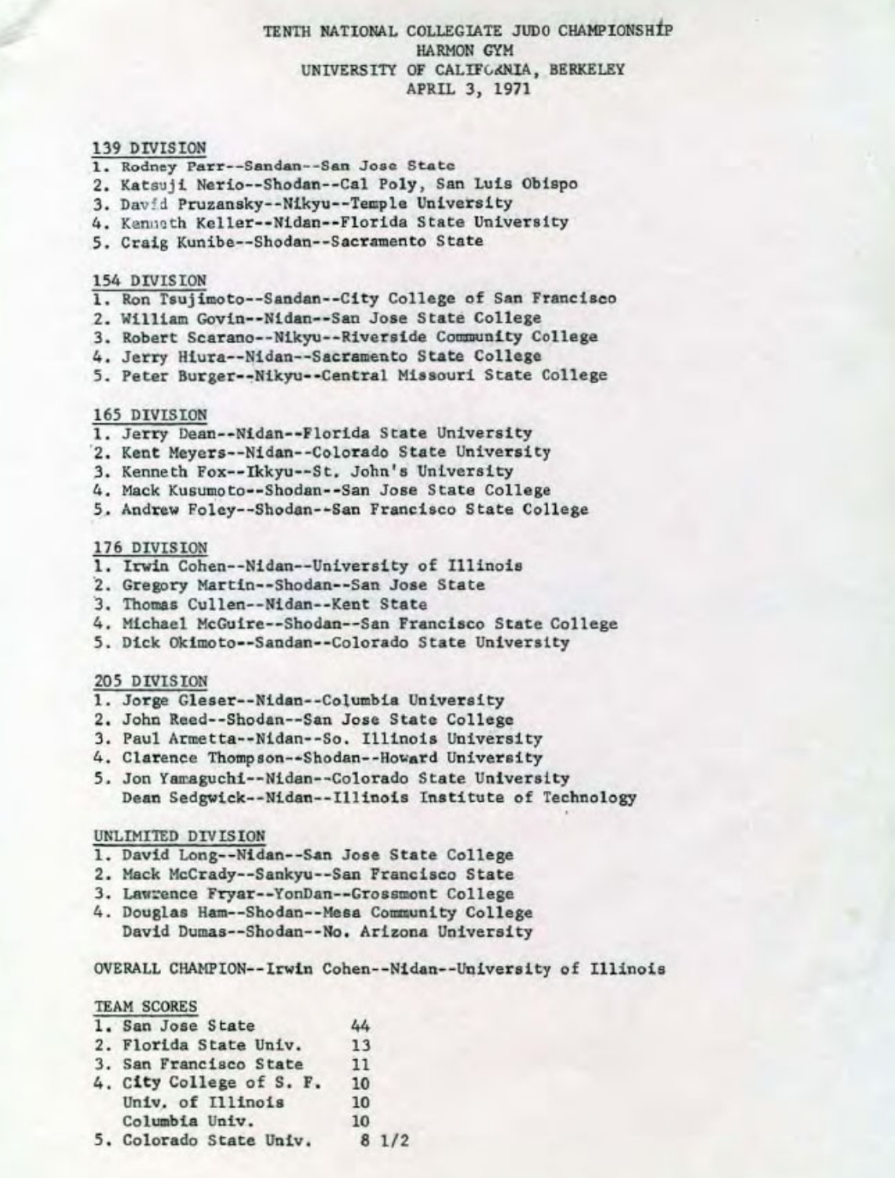# TENTH NATIONAL COLLEGIATE JUDO CHAMPIONSHIP
## HARMON GYM
## UNIVERSITY OF CALIFORNIA, BERKELEY
## APRIL 3, 1971

### 139 DIVISION

1. Rodney Parr--Sandan--San Jose State
2. Katsuji Nerio--Shodan--Cal Poly, San Luis Obispo
3. David Pruzansky--Nikyu--Temple University
4. Kenneth Keller--Nidan--Florida State University
5. Craig Kunibe--Shodan--Sacramento State

### 154 DIVISION

1. Ron Tsujimoto--Sandan--City College of San Francisco
2. William Govin--Nidan--San Jose State College
3. Robert Scarano--Nikyu--Riverside Community College
4. Jerry Hiura--Nidan--Sacramento State College
5. Peter Burger--Nikyu--Central Missouri State College

### 165 DIVISION

1. Jerry Dean--Nidan--Florida State University
2. Kent Meyers--Nidan--Colorado State University
3. Kenneth Fox--Ikkyu--St. John's University
4. Mack Kusumoto--Shodan--San Jose State College
5. Andrew Foley--Shodan--San Francisco State College

### 176 DIVISION

1. Irwin Cohen--Nidan--University of Illinois
2. Gregory Martin--Shodan--San Jose State
3. Thomas Cullen--Nidan--Kent State
4. Michael McGuire--Shodan--San Francisco State College
5. Dick Okimoto--Sandan--Colorado State University

### 205 DIVISION

1. Jorge Gleser--Nidan--Columbia University
2. John Reed--Shodan--San Jose State College
3. Paul Armetta--Nidan--So. Illinois University
4. Clarence Thompson--Shodan--Howard University
5. Jon Yamaguchi--Nidan--Colorado State University
   Dean Sedgwick--Nidan--Illinois Institute of Technology

### UNLIMITED DIVISION

1. David Long--Nidan--San Jose State College
2. Mack McCrady--Sankyu--San Francisco State
3. Lawrence Fryar--YonDan--Grossmont College
4. Douglas Ham--Shodan--Mesa Community College
   David Dumas--Shodan--No. Arizona University

OVERALL CHAMPION--Irwin Cohen--Nidan--University of Illinois

### TEAM SCORES

| | |
|---|---|
| 1. San Jose State | 44 |
| 2. Florida State Univ. | 13 |
| 3. San Francisco State | 11 |
| 4. City College of S. F. | 10 |
| Univ. of Illinois | 10 |
| Columbia Univ. | 10 |
| 5. Colorado State Univ. | 8 1/2 |